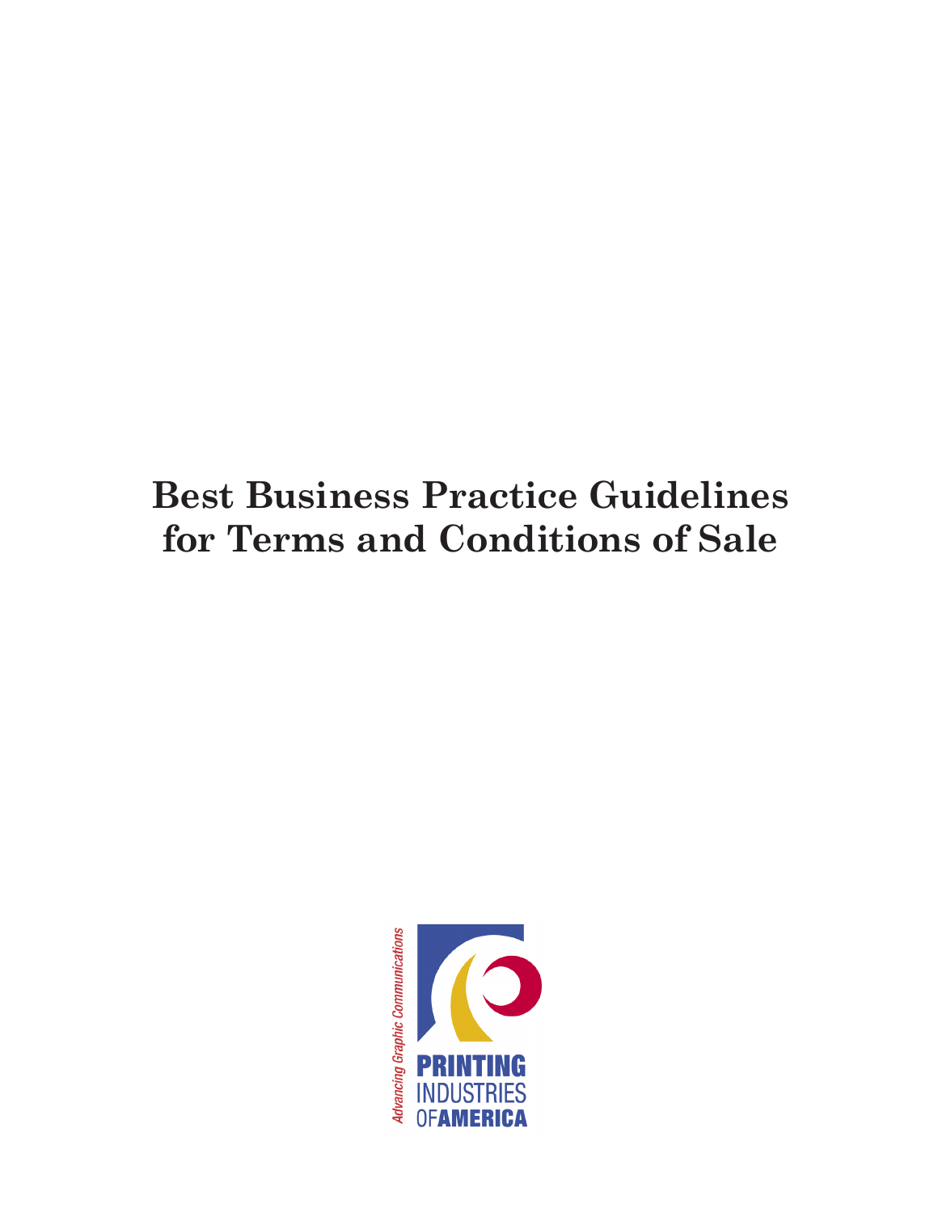# Best Business Practice Guidelines for Terms and Conditions of Sale

*Advancing Graphic Communications*

PRINTING INDUSTRIES OF AMERICA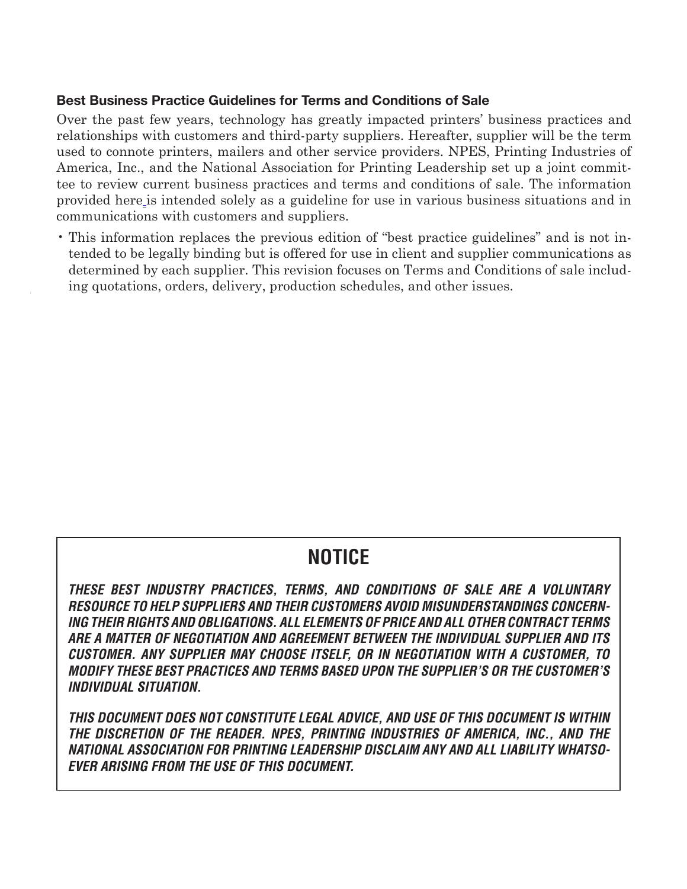### Best Business Practice Guidelines for Terms and Conditions of Sale

Over the past few years, technology has greatly impacted printers' business practices and relationships with customers and third-party suppliers. Hereafter, supplier will be the term used to connote printers, mailers and other service providers. NPES, Printing Industries of America, Inc., and the National Association for Printing Leadership set up a joint committee to review current business practices and terms and conditions of sale. The information provided here is intended solely as a guideline for use in various business situations and in communications with customers and suppliers.

- This information replaces the previous edition of "best practice guidelines" and is not intended to be legally binding but is offered for use in client and supplier communications as determined by each supplier. This revision focuses on Terms and Conditions of sale including quotations, orders, delivery, production schedules, and other issues.

## NOTICE

***THESE BEST INDUSTRY PRACTICES, TERMS, AND CONDITIONS OF SALE ARE A VOLUNTARY RESOURCE TO HELP SUPPLIERS AND THEIR CUSTOMERS AVOID MISUNDERSTANDINGS CONCERNING THEIR RIGHTS AND OBLIGATIONS. ALL ELEMENTS OF PRICE AND ALL OTHER CONTRACT TERMS ARE A MATTER OF NEGOTIATION AND AGREEMENT BETWEEN THE INDIVIDUAL SUPPLIER AND ITS CUSTOMER. ANY SUPPLIER MAY CHOOSE ITSELF, OR IN NEGOTIATION WITH A CUSTOMER, TO MODIFY THESE BEST PRACTICES AND TERMS BASED UPON THE SUPPLIER'S OR THE CUSTOMER'S INDIVIDUAL SITUATION.***

***THIS DOCUMENT DOES NOT CONSTITUTE LEGAL ADVICE, AND USE OF THIS DOCUMENT IS WITHIN THE DISCRETION OF THE READER. NPES, PRINTING INDUSTRIES OF AMERICA, INC., AND THE NATIONAL ASSOCIATION FOR PRINTING LEADERSHIP DISCLAIM ANY AND ALL LIABILITY WHATSOEVER ARISING FROM THE USE OF THIS DOCUMENT.***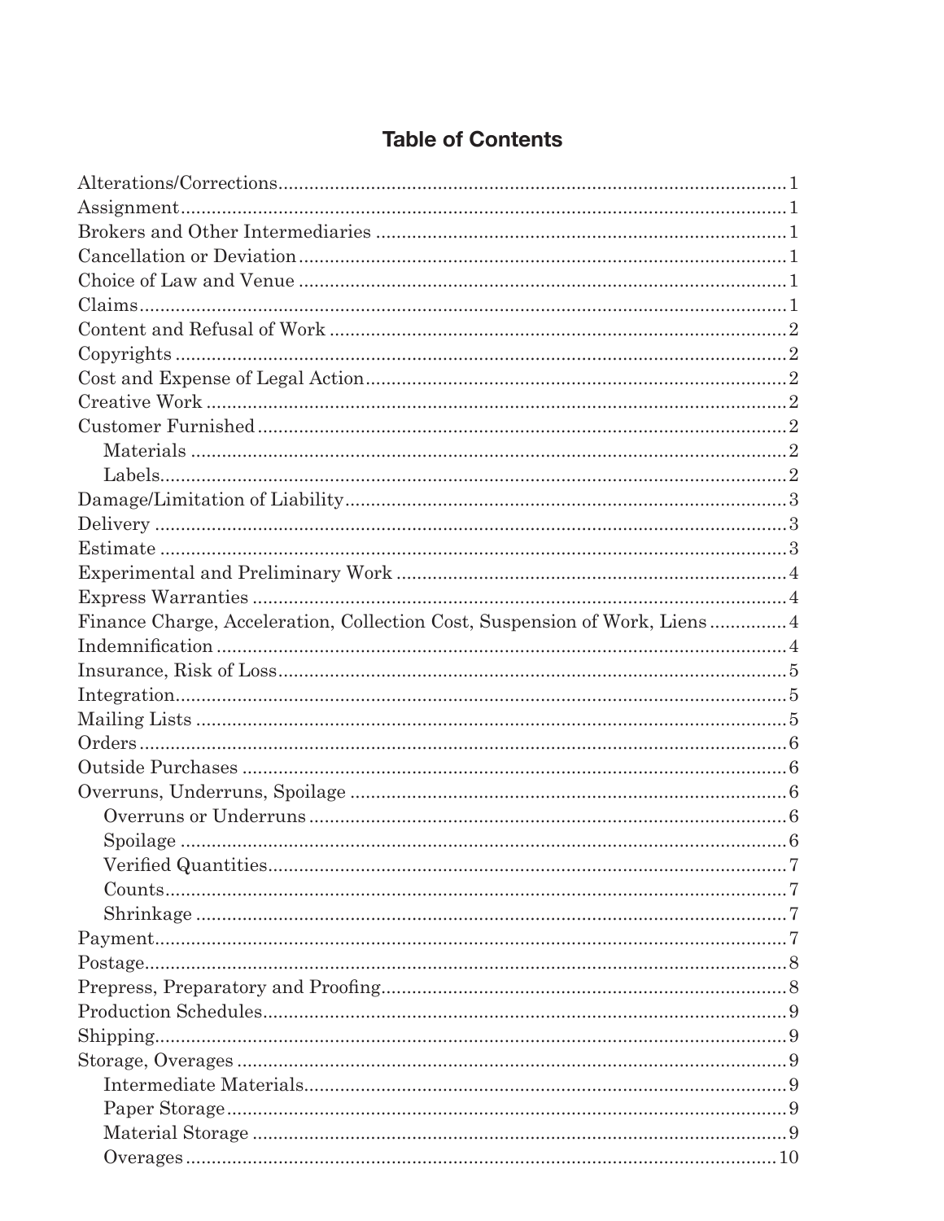## Table of Contents

- Alterations/Corrections .......... 1
- Assignment .......... 1
- Brokers and Other Intermediaries .......... 1
- Cancellation or Deviation .......... 1
- Choice of Law and Venue .......... 1
- Claims .......... 1
- Content and Refusal of Work .......... 2
- Copyrights .......... 2
- Cost and Expense of Legal Action .......... 2
- Creative Work .......... 2
- Customer Furnished .......... 2
  - Materials .......... 2
  - Labels .......... 2
- Damage/Limitation of Liability .......... 3
- Delivery .......... 3
- Estimate .......... 3
- Experimental and Preliminary Work .......... 4
- Express Warranties .......... 4
- Finance Charge, Acceleration, Collection Cost, Suspension of Work, Liens .......... 4
- Indemnification .......... 4
- Insurance, Risk of Loss .......... 5
- Integration .......... 5
- Mailing Lists .......... 5
- Orders .......... 6
- Outside Purchases .......... 6
- Overruns, Underruns, Spoilage .......... 6
  - Overruns or Underruns .......... 6
  - Spoilage .......... 6
  - Verified Quantities .......... 7
  - Counts .......... 7
  - Shrinkage .......... 7
- Payment .......... 7
- Postage .......... 8
- Prepress, Preparatory and Proofing .......... 8
- Production Schedules .......... 9
- Shipping .......... 9
- Storage, Overages .......... 9
  - Intermediate Materials .......... 9
  - Paper Storage .......... 9
  - Material Storage .......... 9
  - Overages .......... 10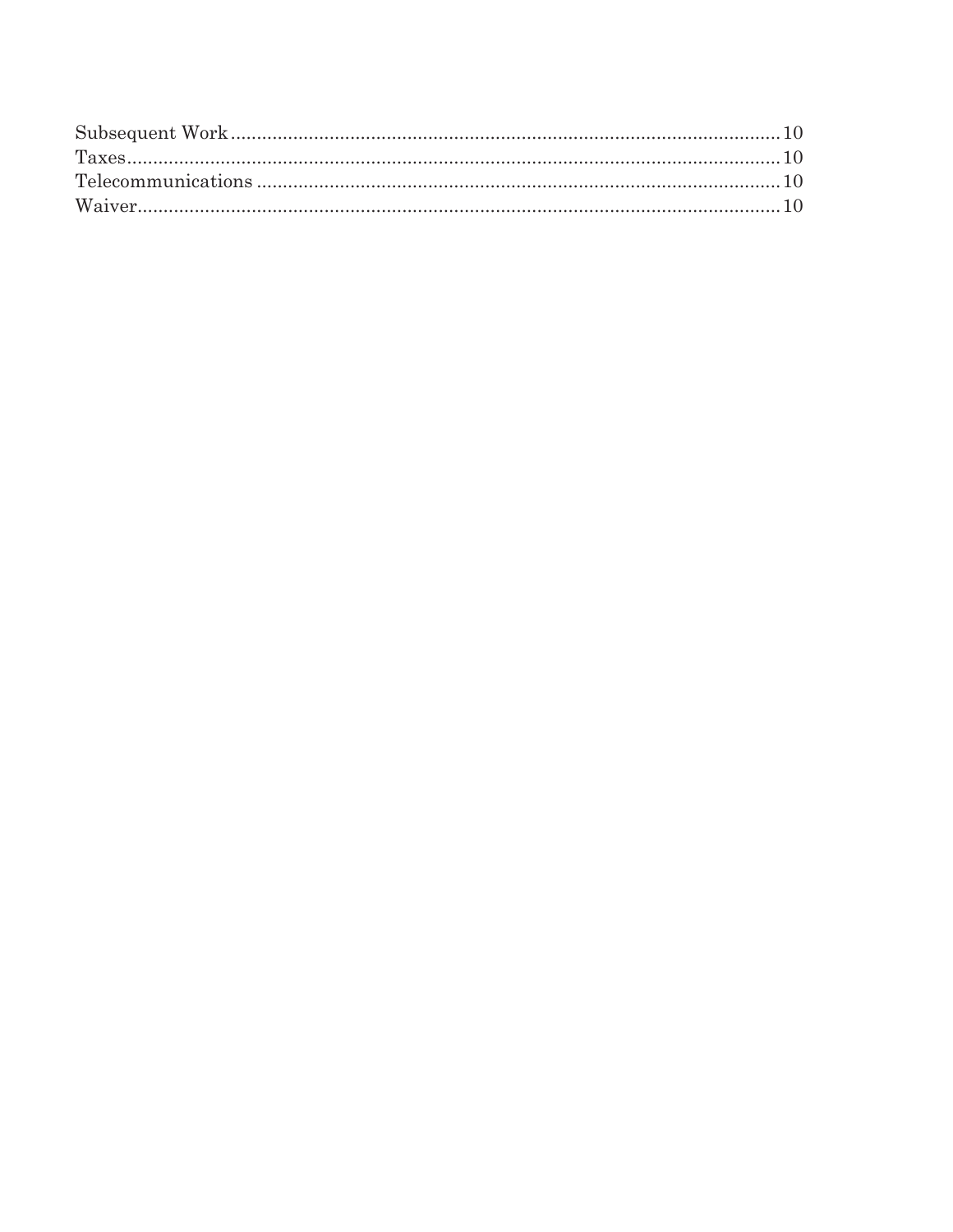Subsequent Work ........................................................................................................ 10
Taxes............................................................................................................................ 10
Telecommunications .................................................................................................. 10
Waiver.......................................................................................................................... 10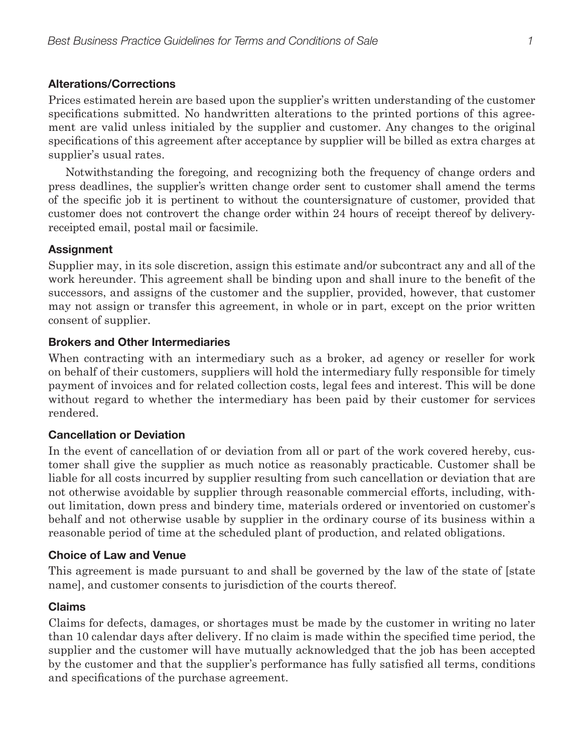## Alterations/Corrections

Prices estimated herein are based upon the supplier's written understanding of the customer specifications submitted. No handwritten alterations to the printed portions of this agreement are valid unless initialed by the supplier and customer. Any changes to the original specifications of this agreement after acceptance by supplier will be billed as extra charges at supplier's usual rates.

Notwithstanding the foregoing, and recognizing both the frequency of change orders and press deadlines, the supplier's written change order sent to customer shall amend the terms of the specific job it is pertinent to without the countersignature of customer, provided that customer does not controvert the change order within 24 hours of receipt thereof by delivery-receipted email, postal mail or facsimile.

## Assignment

Supplier may, in its sole discretion, assign this estimate and/or subcontract any and all of the work hereunder. This agreement shall be binding upon and shall inure to the benefit of the successors, and assigns of the customer and the supplier, provided, however, that customer may not assign or transfer this agreement, in whole or in part, except on the prior written consent of supplier.

## Brokers and Other Intermediaries

When contracting with an intermediary such as a broker, ad agency or reseller for work on behalf of their customers, suppliers will hold the intermediary fully responsible for timely payment of invoices and for related collection costs, legal fees and interest. This will be done without regard to whether the intermediary has been paid by their customer for services rendered.

## Cancellation or Deviation

In the event of cancellation of or deviation from all or part of the work covered hereby, customer shall give the supplier as much notice as reasonably practicable. Customer shall be liable for all costs incurred by supplier resulting from such cancellation or deviation that are not otherwise avoidable by supplier through reasonable commercial efforts, including, without limitation, down press and bindery time, materials ordered or inventoried on customer's behalf and not otherwise usable by supplier in the ordinary course of its business within a reasonable period of time at the scheduled plant of production, and related obligations.

## Choice of Law and Venue

This agreement is made pursuant to and shall be governed by the law of the state of [state name], and customer consents to jurisdiction of the courts thereof.

## Claims

Claims for defects, damages, or shortages must be made by the customer in writing no later than 10 calendar days after delivery. If no claim is made within the specified time period, the supplier and the customer will have mutually acknowledged that the job has been accepted by the customer and that the supplier's performance has fully satisfied all terms, conditions and specifications of the purchase agreement.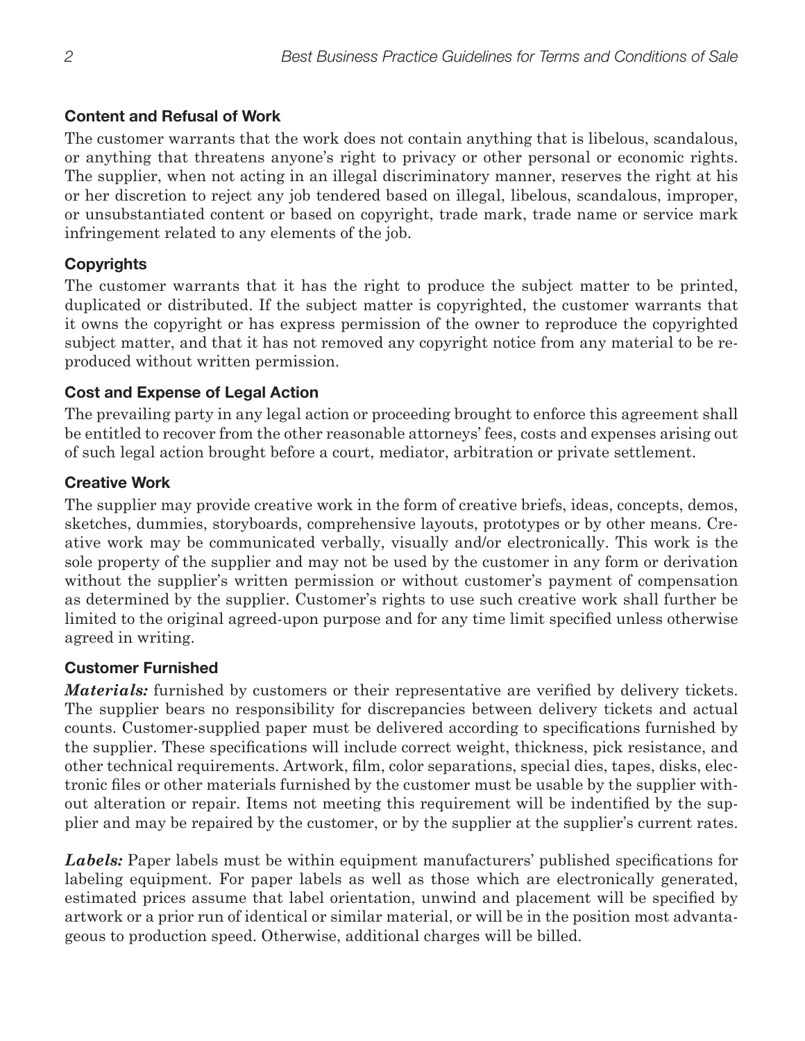### Content and Refusal of Work

The customer warrants that the work does not contain anything that is libelous, scandalous, or anything that threatens anyone's right to privacy or other personal or economic rights. The supplier, when not acting in an illegal discriminatory manner, reserves the right at his or her discretion to reject any job tendered based on illegal, libelous, scandalous, improper, or unsubstantiated content or based on copyright, trade mark, trade name or service mark infringement related to any elements of the job.

### Copyrights

The customer warrants that it has the right to produce the subject matter to be printed, duplicated or distributed. If the subject matter is copyrighted, the customer warrants that it owns the copyright or has express permission of the owner to reproduce the copyrighted subject matter, and that it has not removed any copyright notice from any material to be reproduced without written permission.

### Cost and Expense of Legal Action

The prevailing party in any legal action or proceeding brought to enforce this agreement shall be entitled to recover from the other reasonable attorneys' fees, costs and expenses arising out of such legal action brought before a court, mediator, arbitration or private settlement.

### Creative Work

The supplier may provide creative work in the form of creative briefs, ideas, concepts, demos, sketches, dummies, storyboards, comprehensive layouts, prototypes or by other means. Creative work may be communicated verbally, visually and/or electronically. This work is the sole property of the supplier and may not be used by the customer in any form or derivation without the supplier's written permission or without customer's payment of compensation as determined by the supplier. Customer's rights to use such creative work shall further be limited to the original agreed-upon purpose and for any time limit specified unless otherwise agreed in writing.

### Customer Furnished

***Materials:*** furnished by customers or their representative are verified by delivery tickets. The supplier bears no responsibility for discrepancies between delivery tickets and actual counts. Customer-supplied paper must be delivered according to specifications furnished by the supplier. These specifications will include correct weight, thickness, pick resistance, and other technical requirements. Artwork, film, color separations, special dies, tapes, disks, electronic files or other materials furnished by the customer must be usable by the supplier without alteration or repair. Items not meeting this requirement will be indentified by the supplier and may be repaired by the customer, or by the supplier at the supplier's current rates.

***Labels:*** Paper labels must be within equipment manufacturers' published specifications for labeling equipment. For paper labels as well as those which are electronically generated, estimated prices assume that label orientation, unwind and placement will be specified by artwork or a prior run of identical or similar material, or will be in the position most advantageous to production speed. Otherwise, additional charges will be billed.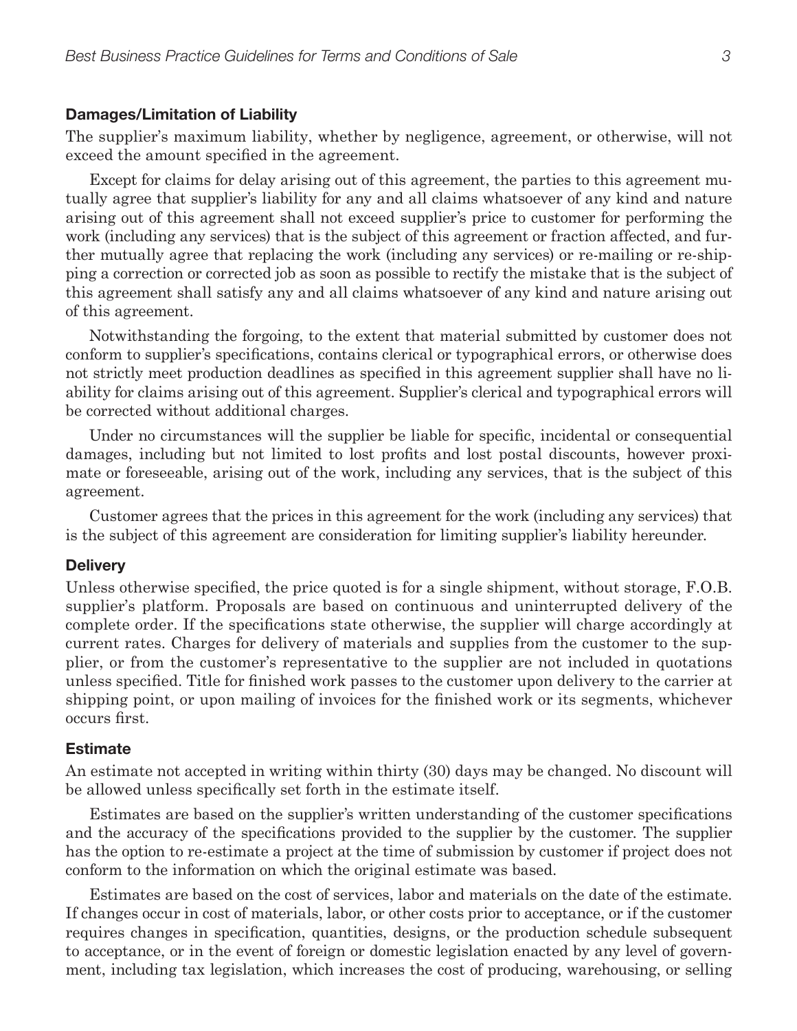### Damages/Limitation of Liability

The supplier's maximum liability, whether by negligence, agreement, or otherwise, will not exceed the amount specified in the agreement.

Except for claims for delay arising out of this agreement, the parties to this agreement mutually agree that supplier's liability for any and all claims whatsoever of any kind and nature arising out of this agreement shall not exceed supplier's price to customer for performing the work (including any services) that is the subject of this agreement or fraction affected, and further mutually agree that replacing the work (including any services) or re-mailing or re-shipping a correction or corrected job as soon as possible to rectify the mistake that is the subject of this agreement shall satisfy any and all claims whatsoever of any kind and nature arising out of this agreement.

Notwithstanding the forgoing, to the extent that material submitted by customer does not conform to supplier's specifications, contains clerical or typographical errors, or otherwise does not strictly meet production deadlines as specified in this agreement supplier shall have no liability for claims arising out of this agreement. Supplier's clerical and typographical errors will be corrected without additional charges.

Under no circumstances will the supplier be liable for specific, incidental or consequential damages, including but not limited to lost profits and lost postal discounts, however proximate or foreseeable, arising out of the work, including any services, that is the subject of this agreement.

Customer agrees that the prices in this agreement for the work (including any services) that is the subject of this agreement are consideration for limiting supplier's liability hereunder.

### Delivery

Unless otherwise specified, the price quoted is for a single shipment, without storage, F.O.B. supplier's platform. Proposals are based on continuous and uninterrupted delivery of the complete order. If the specifications state otherwise, the supplier will charge accordingly at current rates. Charges for delivery of materials and supplies from the customer to the supplier, or from the customer's representative to the supplier are not included in quotations unless specified. Title for finished work passes to the customer upon delivery to the carrier at shipping point, or upon mailing of invoices for the finished work or its segments, whichever occurs first.

### Estimate

An estimate not accepted in writing within thirty (30) days may be changed. No discount will be allowed unless specifically set forth in the estimate itself.

Estimates are based on the supplier's written understanding of the customer specifications and the accuracy of the specifications provided to the supplier by the customer. The supplier has the option to re-estimate a project at the time of submission by customer if project does not conform to the information on which the original estimate was based.

Estimates are based on the cost of services, labor and materials on the date of the estimate. If changes occur in cost of materials, labor, or other costs prior to acceptance, or if the customer requires changes in specification, quantities, designs, or the production schedule subsequent to acceptance, or in the event of foreign or domestic legislation enacted by any level of government, including tax legislation, which increases the cost of producing, warehousing, or selling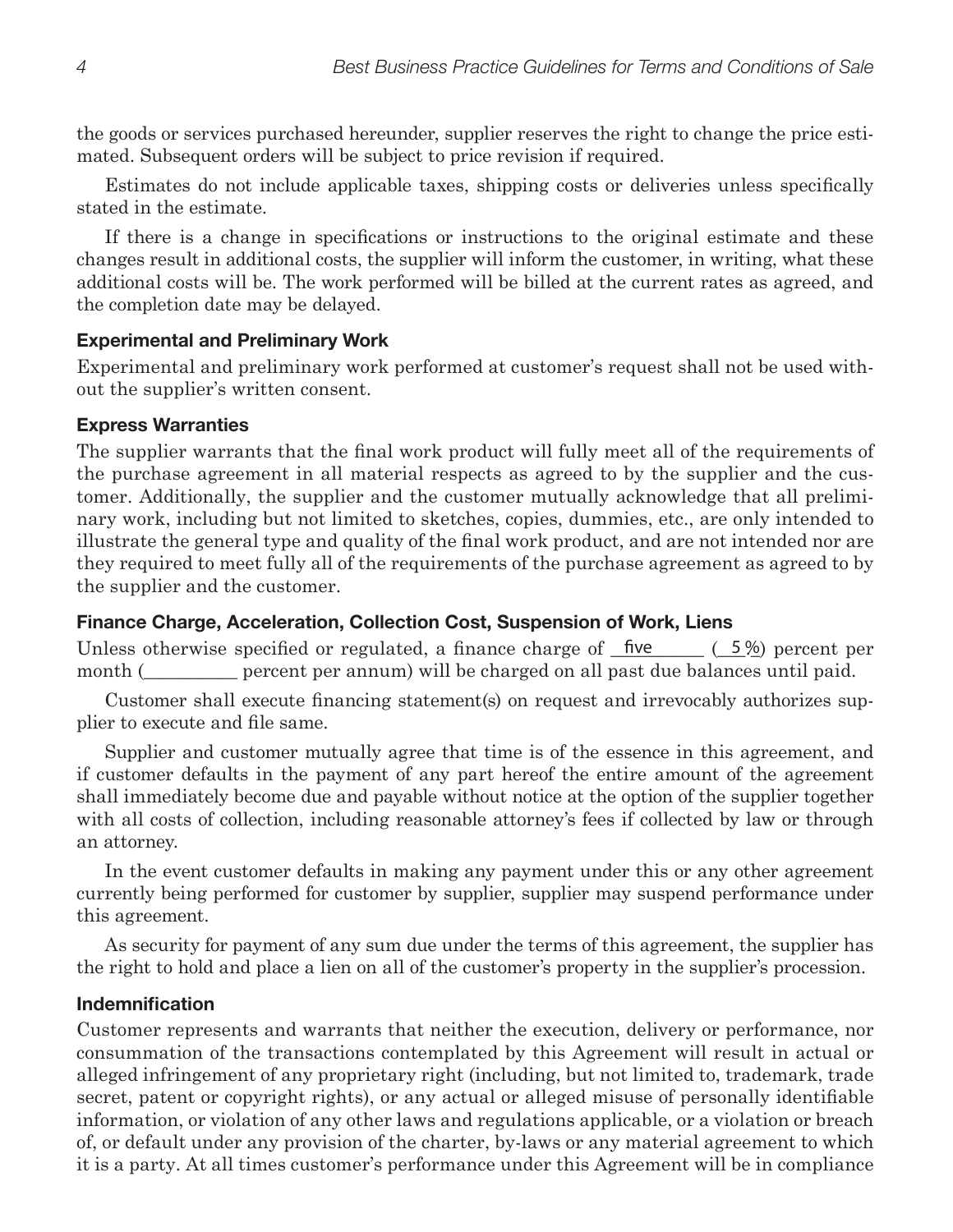the goods or services purchased hereunder, supplier reserves the right to change the price estimated. Subsequent orders will be subject to price revision if required.

Estimates do not include applicable taxes, shipping costs or deliveries unless specifically stated in the estimate.

If there is a change in specifications or instructions to the original estimate and these changes result in additional costs, the supplier will inform the customer, in writing, what these additional costs will be. The work performed will be billed at the current rates as agreed, and the completion date may be delayed.

### Experimental and Preliminary Work

Experimental and preliminary work performed at customer's request shall not be used without the supplier's written consent.

### Express Warranties

The supplier warrants that the final work product will fully meet all of the requirements of the purchase agreement in all material respects as agreed to by the supplier and the customer. Additionally, the supplier and the customer mutually acknowledge that all preliminary work, including but not limited to sketches, copies, dummies, etc., are only intended to illustrate the general type and quality of the final work product, and are not intended nor are they required to meet fully all of the requirements of the purchase agreement as agreed to by the supplier and the customer.

### Finance Charge, Acceleration, Collection Cost, Suspension of Work, Liens

Unless otherwise specified or regulated, a finance charge of five (5%) percent per month (__________ percent per annum) will be charged on all past due balances until paid.

Customer shall execute financing statement(s) on request and irrevocably authorizes supplier to execute and file same.

Supplier and customer mutually agree that time is of the essence in this agreement, and if customer defaults in the payment of any part hereof the entire amount of the agreement shall immediately become due and payable without notice at the option of the supplier together with all costs of collection, including reasonable attorney's fees if collected by law or through an attorney.

In the event customer defaults in making any payment under this or any other agreement currently being performed for customer by supplier, supplier may suspend performance under this agreement.

As security for payment of any sum due under the terms of this agreement, the supplier has the right to hold and place a lien on all of the customer's property in the supplier's procession.

### Indemnification

Customer represents and warrants that neither the execution, delivery or performance, nor consummation of the transactions contemplated by this Agreement will result in actual or alleged infringement of any proprietary right (including, but not limited to, trademark, trade secret, patent or copyright rights), or any actual or alleged misuse of personally identifiable information, or violation of any other laws and regulations applicable, or a violation or breach of, or default under any provision of the charter, by-laws or any material agreement to which it is a party. At all times customer's performance under this Agreement will be in compliance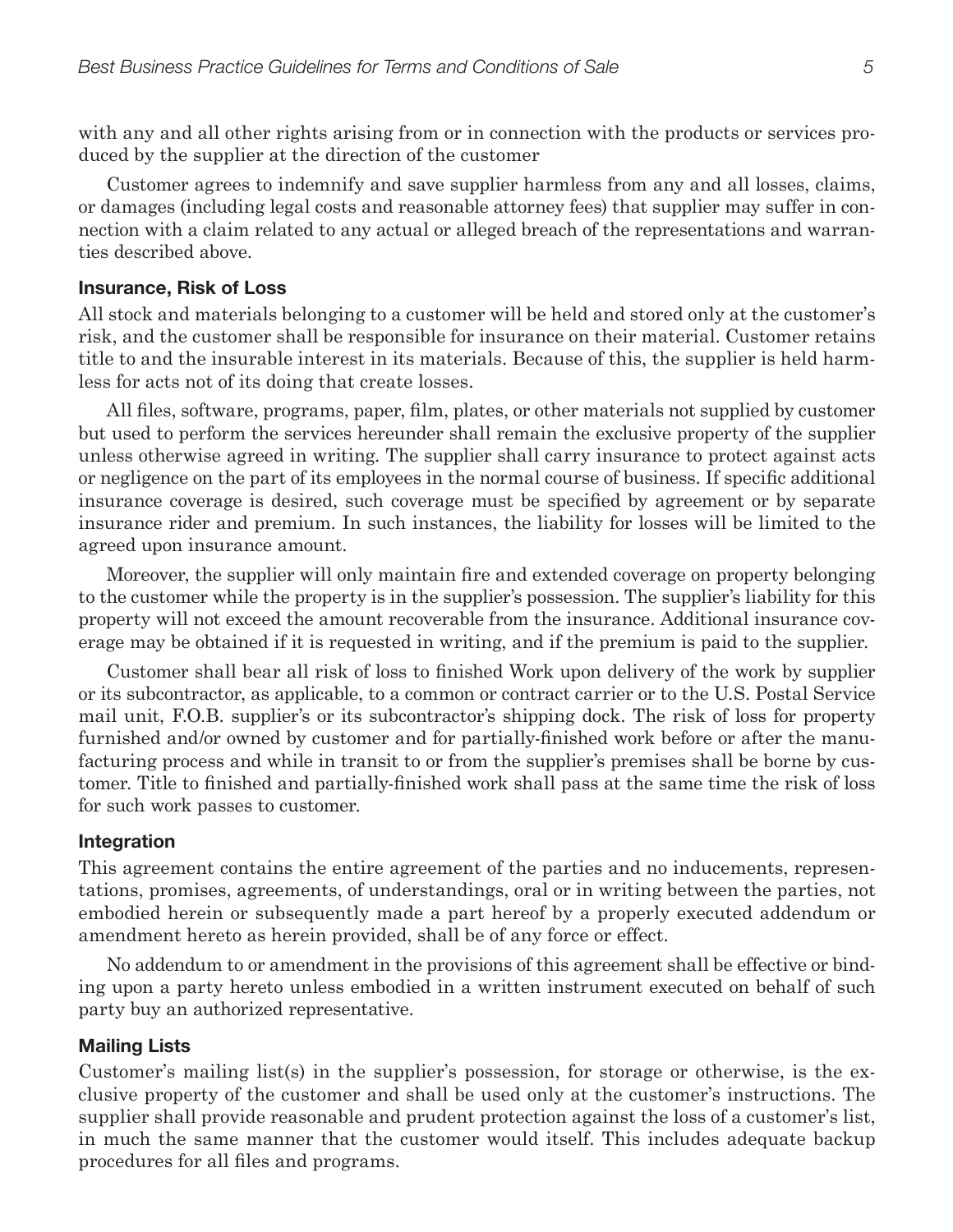with any and all other rights arising from or in connection with the products or services produced by the supplier at the direction of the customer

Customer agrees to indemnify and save supplier harmless from any and all losses, claims, or damages (including legal costs and reasonable attorney fees) that supplier may suffer in connection with a claim related to any actual or alleged breach of the representations and warranties described above.

### Insurance, Risk of Loss

All stock and materials belonging to a customer will be held and stored only at the customer's risk, and the customer shall be responsible for insurance on their material. Customer retains title to and the insurable interest in its materials. Because of this, the supplier is held harmless for acts not of its doing that create losses.

All files, software, programs, paper, film, plates, or other materials not supplied by customer but used to perform the services hereunder shall remain the exclusive property of the supplier unless otherwise agreed in writing. The supplier shall carry insurance to protect against acts or negligence on the part of its employees in the normal course of business. If specific additional insurance coverage is desired, such coverage must be specified by agreement or by separate insurance rider and premium. In such instances, the liability for losses will be limited to the agreed upon insurance amount.

Moreover, the supplier will only maintain fire and extended coverage on property belonging to the customer while the property is in the supplier's possession. The supplier's liability for this property will not exceed the amount recoverable from the insurance. Additional insurance coverage may be obtained if it is requested in writing, and if the premium is paid to the supplier.

Customer shall bear all risk of loss to finished Work upon delivery of the work by supplier or its subcontractor, as applicable, to a common or contract carrier or to the U.S. Postal Service mail unit, F.O.B. supplier's or its subcontractor's shipping dock. The risk of loss for property furnished and/or owned by customer and for partially-finished work before or after the manufacturing process and while in transit to or from the supplier's premises shall be borne by customer. Title to finished and partially-finished work shall pass at the same time the risk of loss for such work passes to customer.

### Integration

This agreement contains the entire agreement of the parties and no inducements, representations, promises, agreements, of understandings, oral or in writing between the parties, not embodied herein or subsequently made a part hereof by a properly executed addendum or amendment hereto as herein provided, shall be of any force or effect.

No addendum to or amendment in the provisions of this agreement shall be effective or binding upon a party hereto unless embodied in a written instrument executed on behalf of such party buy an authorized representative.

### Mailing Lists

Customer's mailing list(s) in the supplier's possession, for storage or otherwise, is the exclusive property of the customer and shall be used only at the customer's instructions. The supplier shall provide reasonable and prudent protection against the loss of a customer's list, in much the same manner that the customer would itself. This includes adequate backup procedures for all files and programs.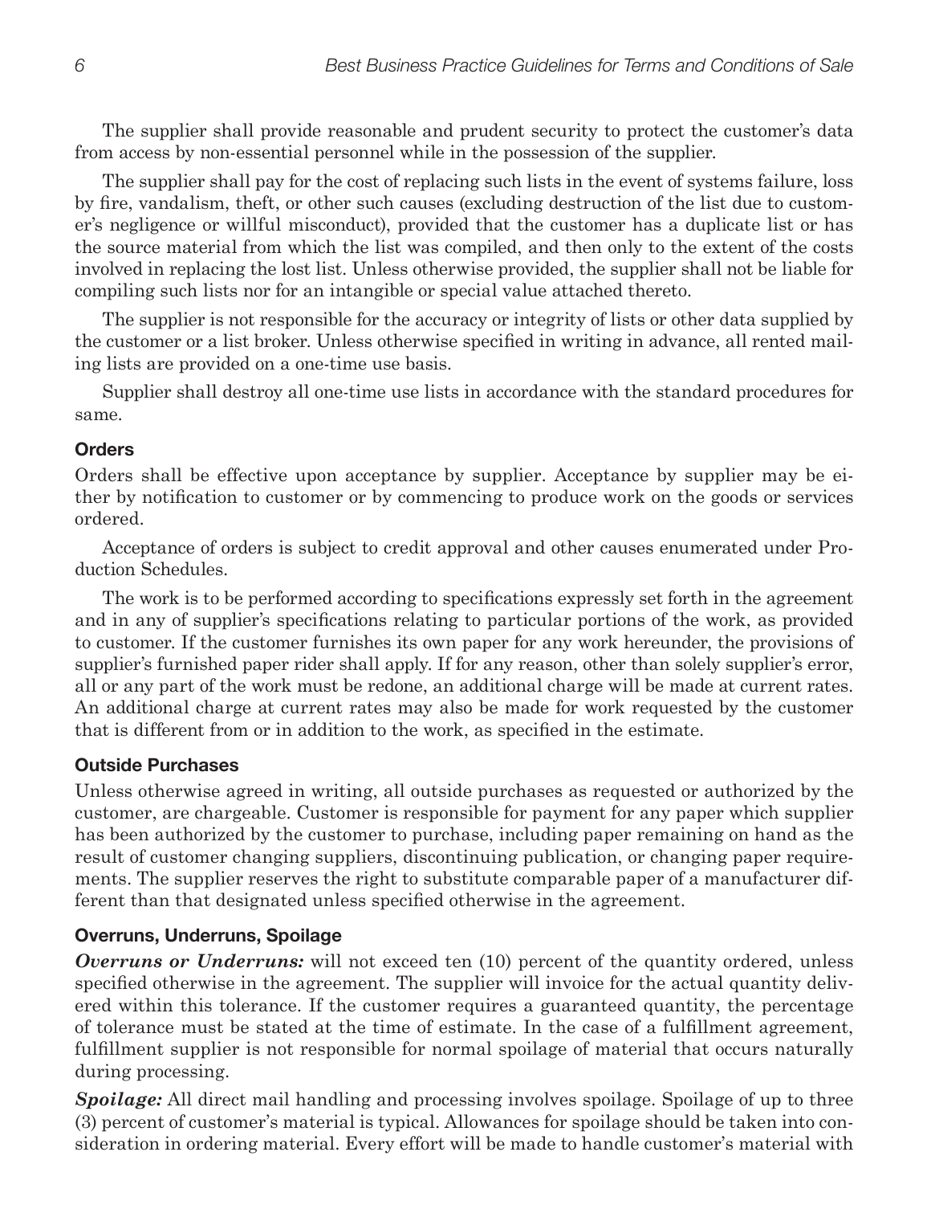The supplier shall provide reasonable and prudent security to protect the customer's data from access by non-essential personnel while in the possession of the supplier.

The supplier shall pay for the cost of replacing such lists in the event of systems failure, loss by fire, vandalism, theft, or other such causes (excluding destruction of the list due to customer's negligence or willful misconduct), provided that the customer has a duplicate list or has the source material from which the list was compiled, and then only to the extent of the costs involved in replacing the lost list. Unless otherwise provided, the supplier shall not be liable for compiling such lists nor for an intangible or special value attached thereto.

The supplier is not responsible for the accuracy or integrity of lists or other data supplied by the customer or a list broker. Unless otherwise specified in writing in advance, all rented mailing lists are provided on a one-time use basis.

Supplier shall destroy all one-time use lists in accordance with the standard procedures for same.

### Orders

Orders shall be effective upon acceptance by supplier. Acceptance by supplier may be either by notification to customer or by commencing to produce work on the goods or services ordered.

Acceptance of orders is subject to credit approval and other causes enumerated under Production Schedules.

The work is to be performed according to specifications expressly set forth in the agreement and in any of supplier's specifications relating to particular portions of the work, as provided to customer. If the customer furnishes its own paper for any work hereunder, the provisions of supplier's furnished paper rider shall apply. If for any reason, other than solely supplier's error, all or any part of the work must be redone, an additional charge will be made at current rates. An additional charge at current rates may also be made for work requested by the customer that is different from or in addition to the work, as specified in the estimate.

### Outside Purchases

Unless otherwise agreed in writing, all outside purchases as requested or authorized by the customer, are chargeable. Customer is responsible for payment for any paper which supplier has been authorized by the customer to purchase, including paper remaining on hand as the result of customer changing suppliers, discontinuing publication, or changing paper requirements. The supplier reserves the right to substitute comparable paper of a manufacturer different than that designated unless specified otherwise in the agreement.

### Overruns, Underruns, Spoilage

***Overruns or Underruns:*** will not exceed ten (10) percent of the quantity ordered, unless specified otherwise in the agreement. The supplier will invoice for the actual quantity delivered within this tolerance. If the customer requires a guaranteed quantity, the percentage of tolerance must be stated at the time of estimate. In the case of a fulfillment agreement, fulfillment supplier is not responsible for normal spoilage of material that occurs naturally during processing.

***Spoilage:*** All direct mail handling and processing involves spoilage. Spoilage of up to three (3) percent of customer's material is typical. Allowances for spoilage should be taken into consideration in ordering material. Every effort will be made to handle customer's material with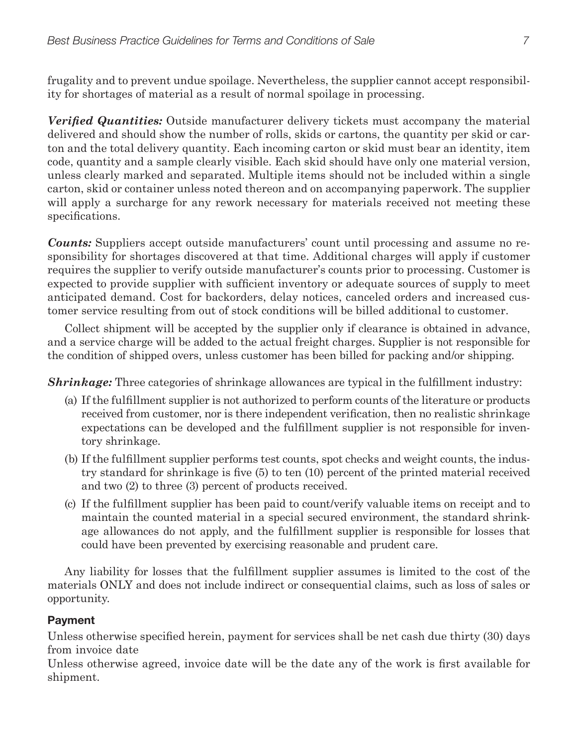frugality and to prevent undue spoilage. Nevertheless, the supplier cannot accept responsibility for shortages of material as a result of normal spoilage in processing.

***Verified Quantities:*** Outside manufacturer delivery tickets must accompany the material delivered and should show the number of rolls, skids or cartons, the quantity per skid or carton and the total delivery quantity. Each incoming carton or skid must bear an identity, item code, quantity and a sample clearly visible. Each skid should have only one material version, unless clearly marked and separated. Multiple items should not be included within a single carton, skid or container unless noted thereon and on accompanying paperwork. The supplier will apply a surcharge for any rework necessary for materials received not meeting these specifications.

***Counts:*** Suppliers accept outside manufacturers' count until processing and assume no responsibility for shortages discovered at that time. Additional charges will apply if customer requires the supplier to verify outside manufacturer's counts prior to processing. Customer is expected to provide supplier with sufficient inventory or adequate sources of supply to meet anticipated demand. Cost for backorders, delay notices, canceled orders and increased customer service resulting from out of stock conditions will be billed additional to customer.

Collect shipment will be accepted by the supplier only if clearance is obtained in advance, and a service charge will be added to the actual freight charges. Supplier is not responsible for the condition of shipped overs, unless customer has been billed for packing and/or shipping.

***Shrinkage:*** Three categories of shrinkage allowances are typical in the fulfillment industry:

(a) If the fulfillment supplier is not authorized to perform counts of the literature or products received from customer, nor is there independent verification, then no realistic shrinkage expectations can be developed and the fulfillment supplier is not responsible for inventory shrinkage.

(b) If the fulfillment supplier performs test counts, spot checks and weight counts, the industry standard for shrinkage is five (5) to ten (10) percent of the printed material received and two (2) to three (3) percent of products received.

(c) If the fulfillment supplier has been paid to count/verify valuable items on receipt and to maintain the counted material in a special secured environment, the standard shrinkage allowances do not apply, and the fulfillment supplier is responsible for losses that could have been prevented by exercising reasonable and prudent care.

Any liability for losses that the fulfillment supplier assumes is limited to the cost of the materials ONLY and does not include indirect or consequential claims, such as loss of sales or opportunity.

### Payment

Unless otherwise specified herein, payment for services shall be net cash due thirty (30) days from invoice date

Unless otherwise agreed, invoice date will be the date any of the work is first available for shipment.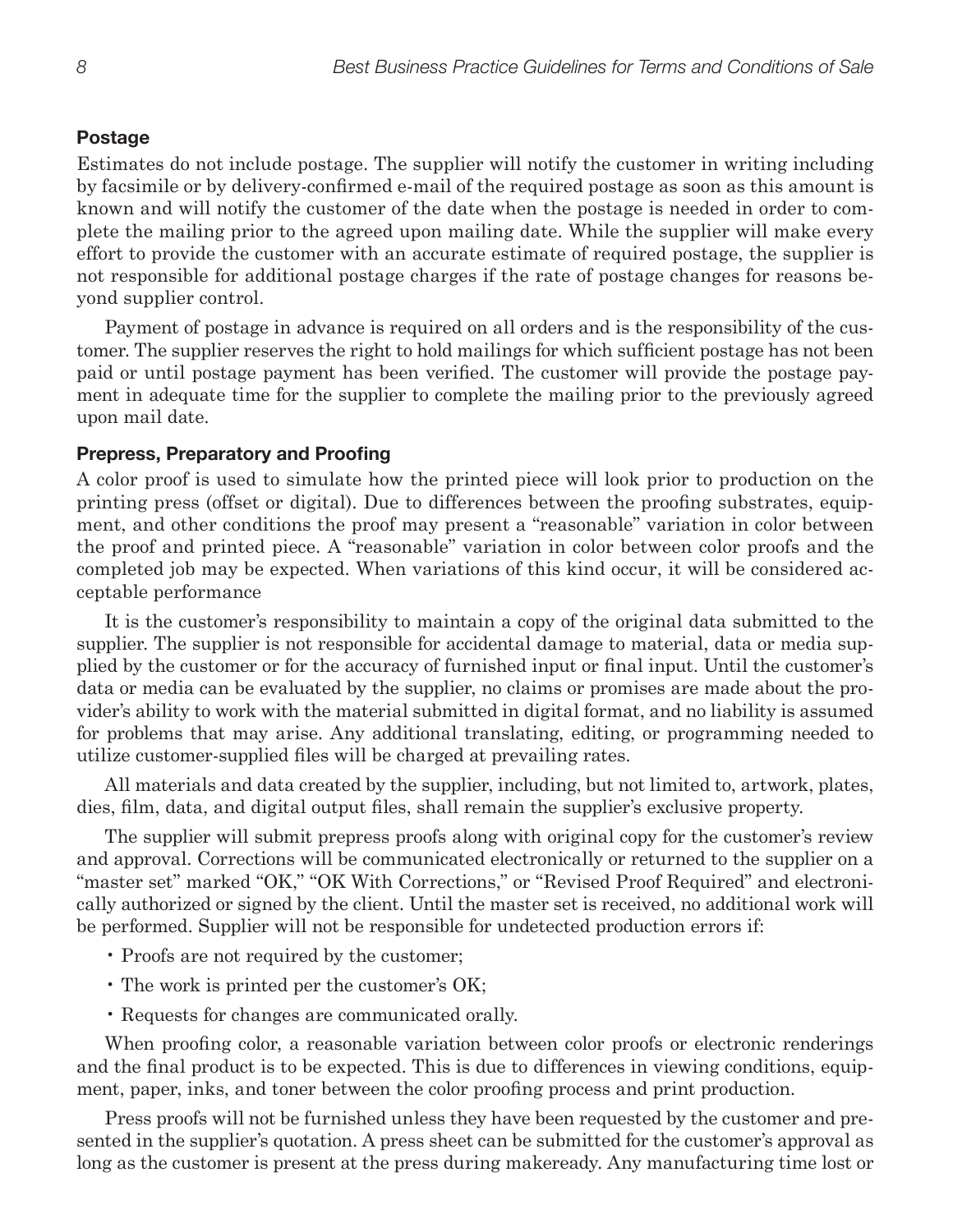## Postage

Estimates do not include postage. The supplier will notify the customer in writing including by facsimile or by delivery-confirmed e-mail of the required postage as soon as this amount is known and will notify the customer of the date when the postage is needed in order to complete the mailing prior to the agreed upon mailing date. While the supplier will make every effort to provide the customer with an accurate estimate of required postage, the supplier is not responsible for additional postage charges if the rate of postage changes for reasons beyond supplier control.

Payment of postage in advance is required on all orders and is the responsibility of the customer. The supplier reserves the right to hold mailings for which sufficient postage has not been paid or until postage payment has been verified. The customer will provide the postage payment in adequate time for the supplier to complete the mailing prior to the previously agreed upon mail date.

## Prepress, Preparatory and Proofing

A color proof is used to simulate how the printed piece will look prior to production on the printing press (offset or digital). Due to differences between the proofing substrates, equipment, and other conditions the proof may present a "reasonable" variation in color between the proof and printed piece. A "reasonable" variation in color between color proofs and the completed job may be expected. When variations of this kind occur, it will be considered acceptable performance

It is the customer's responsibility to maintain a copy of the original data submitted to the supplier. The supplier is not responsible for accidental damage to material, data or media supplied by the customer or for the accuracy of furnished input or final input. Until the customer's data or media can be evaluated by the supplier, no claims or promises are made about the provider's ability to work with the material submitted in digital format, and no liability is assumed for problems that may arise. Any additional translating, editing, or programming needed to utilize customer-supplied files will be charged at prevailing rates.

All materials and data created by the supplier, including, but not limited to, artwork, plates, dies, film, data, and digital output files, shall remain the supplier's exclusive property.

The supplier will submit prepress proofs along with original copy for the customer's review and approval. Corrections will be communicated electronically or returned to the supplier on a "master set" marked "OK," "OK With Corrections," or "Revised Proof Required" and electronically authorized or signed by the client. Until the master set is received, no additional work will be performed. Supplier will not be responsible for undetected production errors if:

- Proofs are not required by the customer;
- The work is printed per the customer's OK;
- Requests for changes are communicated orally.

When proofing color, a reasonable variation between color proofs or electronic renderings and the final product is to be expected. This is due to differences in viewing conditions, equipment, paper, inks, and toner between the color proofing process and print production.

Press proofs will not be furnished unless they have been requested by the customer and presented in the supplier's quotation. A press sheet can be submitted for the customer's approval as long as the customer is present at the press during makeready. Any manufacturing time lost or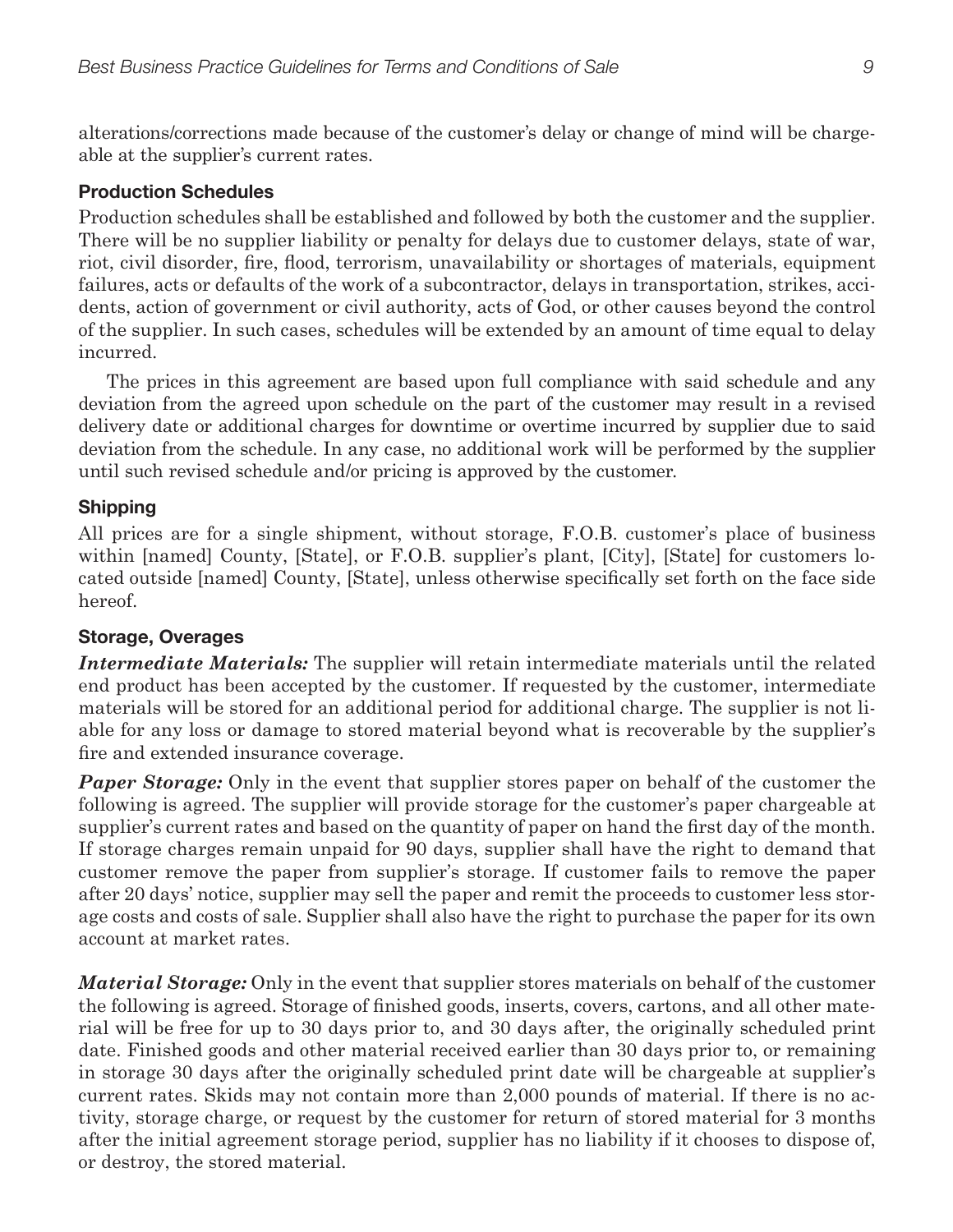alterations/corrections made because of the customer's delay or change of mind will be chargeable at the supplier's current rates.

### Production Schedules

Production schedules shall be established and followed by both the customer and the supplier. There will be no supplier liability or penalty for delays due to customer delays, state of war, riot, civil disorder, fire, flood, terrorism, unavailability or shortages of materials, equipment failures, acts or defaults of the work of a subcontractor, delays in transportation, strikes, accidents, action of government or civil authority, acts of God, or other causes beyond the control of the supplier. In such cases, schedules will be extended by an amount of time equal to delay incurred.

The prices in this agreement are based upon full compliance with said schedule and any deviation from the agreed upon schedule on the part of the customer may result in a revised delivery date or additional charges for downtime or overtime incurred by supplier due to said deviation from the schedule. In any case, no additional work will be performed by the supplier until such revised schedule and/or pricing is approved by the customer.

### Shipping

All prices are for a single shipment, without storage, F.O.B. customer's place of business within [named] County, [State], or F.O.B. supplier's plant, [City], [State] for customers located outside [named] County, [State], unless otherwise specifically set forth on the face side hereof.

### Storage, Overages

***Intermediate Materials:*** The supplier will retain intermediate materials until the related end product has been accepted by the customer. If requested by the customer, intermediate materials will be stored for an additional period for additional charge. The supplier is not liable for any loss or damage to stored material beyond what is recoverable by the supplier's fire and extended insurance coverage.

***Paper Storage:*** Only in the event that supplier stores paper on behalf of the customer the following is agreed. The supplier will provide storage for the customer's paper chargeable at supplier's current rates and based on the quantity of paper on hand the first day of the month. If storage charges remain unpaid for 90 days, supplier shall have the right to demand that customer remove the paper from supplier's storage. If customer fails to remove the paper after 20 days' notice, supplier may sell the paper and remit the proceeds to customer less storage costs and costs of sale. Supplier shall also have the right to purchase the paper for its own account at market rates.

***Material Storage:*** Only in the event that supplier stores materials on behalf of the customer the following is agreed. Storage of finished goods, inserts, covers, cartons, and all other material will be free for up to 30 days prior to, and 30 days after, the originally scheduled print date. Finished goods and other material received earlier than 30 days prior to, or remaining in storage 30 days after the originally scheduled print date will be chargeable at supplier's current rates. Skids may not contain more than 2,000 pounds of material. If there is no activity, storage charge, or request by the customer for return of stored material for 3 months after the initial agreement storage period, supplier has no liability if it chooses to dispose of, or destroy, the stored material.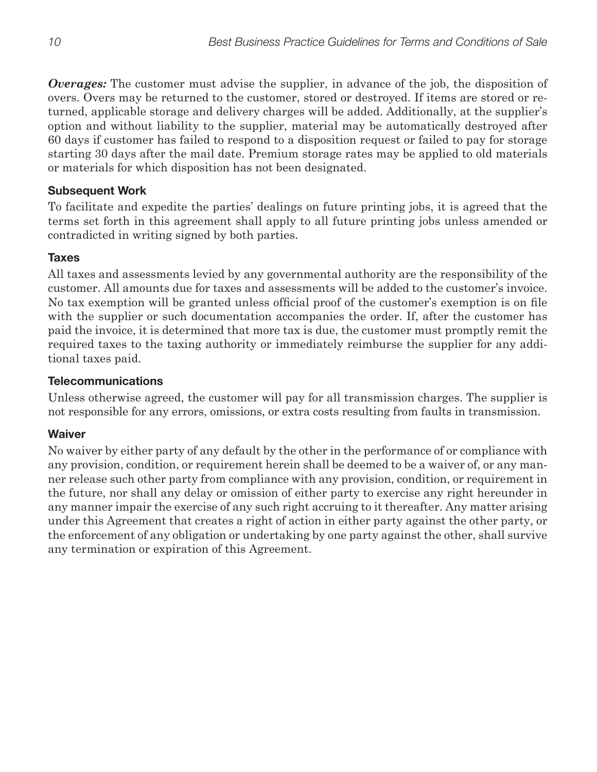***Overages:*** The customer must advise the supplier, in advance of the job, the disposition of overs. Overs may be returned to the customer, stored or destroyed. If items are stored or returned, applicable storage and delivery charges will be added. Additionally, at the supplier's option and without liability to the supplier, material may be automatically destroyed after 60 days if customer has failed to respond to a disposition request or failed to pay for storage starting 30 days after the mail date. Premium storage rates may be applied to old materials or materials for which disposition has not been designated.

### Subsequent Work

To facilitate and expedite the parties' dealings on future printing jobs, it is agreed that the terms set forth in this agreement shall apply to all future printing jobs unless amended or contradicted in writing signed by both parties.

### Taxes

All taxes and assessments levied by any governmental authority are the responsibility of the customer. All amounts due for taxes and assessments will be added to the customer's invoice. No tax exemption will be granted unless official proof of the customer's exemption is on file with the supplier or such documentation accompanies the order. If, after the customer has paid the invoice, it is determined that more tax is due, the customer must promptly remit the required taxes to the taxing authority or immediately reimburse the supplier for any additional taxes paid.

### Telecommunications

Unless otherwise agreed, the customer will pay for all transmission charges. The supplier is not responsible for any errors, omissions, or extra costs resulting from faults in transmission.

### Waiver

No waiver by either party of any default by the other in the performance of or compliance with any provision, condition, or requirement herein shall be deemed to be a waiver of, or any manner release such other party from compliance with any provision, condition, or requirement in the future, nor shall any delay or omission of either party to exercise any right hereunder in any manner impair the exercise of any such right accruing to it thereafter. Any matter arising under this Agreement that creates a right of action in either party against the other party, or the enforcement of any obligation or undertaking by one party against the other, shall survive any termination or expiration of this Agreement.